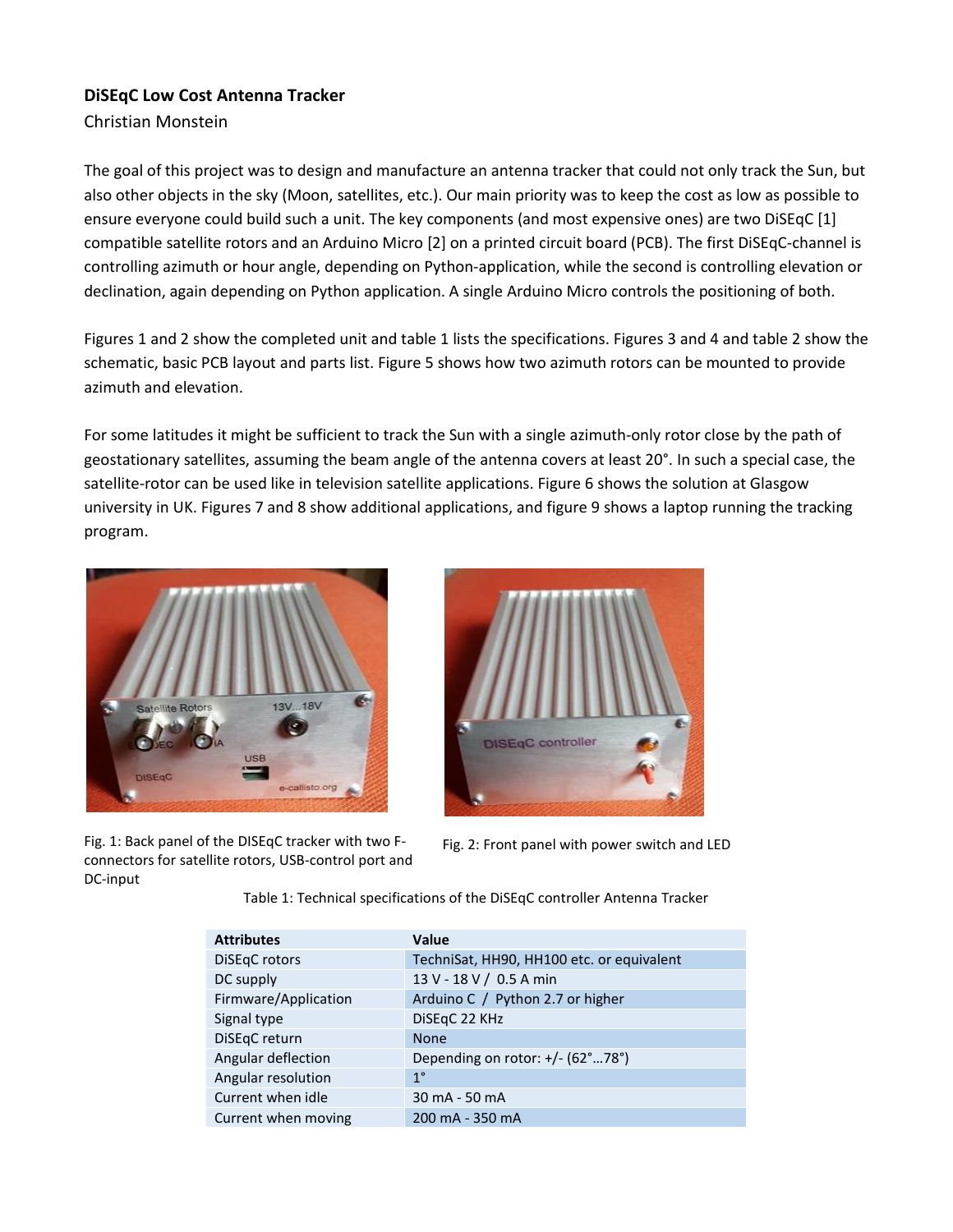**DiSEqC Low Cost Antenna Tracker**

Christian Monstein

The goal of this project was to design and manufacture an antenna tracker that could not only track the Sun, but also other objects in the sky (Moon, satellites, etc.). Our main priority was to keep the cost as low as possible to ensure everyone could build such a unit. The key components (and most expensive ones) are two DiSEqC [1] compatible satellite rotors and an Arduino Micro [2] on a printed circuit board (PCB). The first DiSEqC-channel is controlling azimuth or hour angle, depending on Python-application, while the second is controlling elevation or declination, again depending on Python application. A single Arduino Micro controls the positioning of both.

Figures 1 and 2 show the completed unit and table 1 lists the specifications. Figures 3 and 4 and table 2 show the schematic, basic PCB layout and parts list. Figure 5 shows how two azimuth rotors can be mounted to provide azimuth and elevation.

For some latitudes it might be sufficient to track the Sun with a single azimuth-only rotor close by the path of geostationary satellites, assuming the beam angle of the antenna covers at least 20°. In such a special case, the satellite-rotor can be used like in television satellite applications. Figure 6 shows the solution at Glasgow university in UK. Figures 7 and 8 show additional applications, and figure 9 shows a laptop running the tracking program.

Fig. 1: Back panel of the DISEqC tracker with two F-connectors for satellite rotors, USB-control port and DC-input

Fig. 2: Front panel with power switch and LED

Table 1: Technical specifications of the DiSEqC controller Antenna Tracker

| Attributes | Value |
|---|---|
| DiSEqC rotors | TechniSat, HH90, HH100 etc. or equivalent |
| DC supply | 13 V - 18 V / 0.5 A min |
| Firmware/Application | Arduino C / Python 2.7 or higher |
| Signal type | DiSEqC 22 KHz |
| DiSEqC return | None |
| Angular deflection | Depending on rotor: +/- (62°…78°) |
| Angular resolution | 1° |
| Current when idle | 30 mA - 50 mA |
| Current when moving | 200 mA - 350 mA |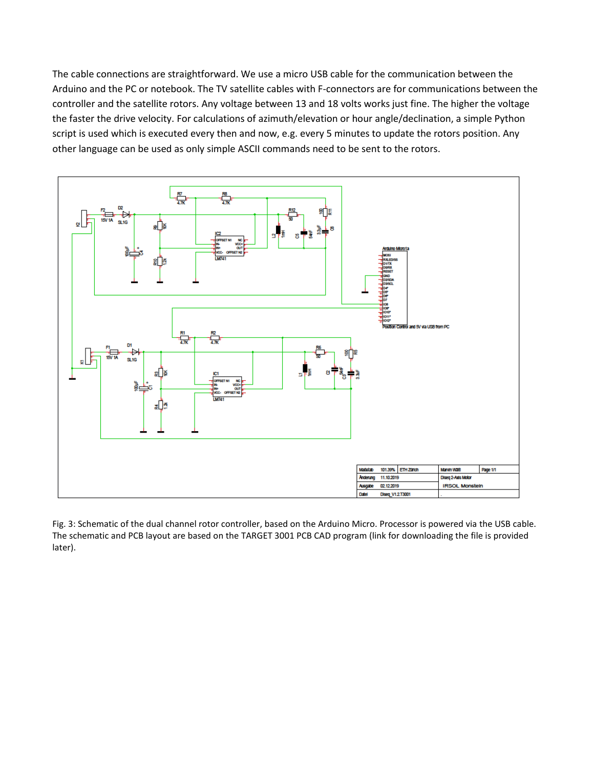The cable connections are straightforward. We use a micro USB cable for the communication between the Arduino and the PC or notebook. The TV satellite cables with F-connectors are for communications between the controller and the satellite rotors. Any voltage between 13 and 18 volts works just fine. The higher the voltage the faster the drive velocity. For calculations of azimuth/elevation or hour angle/declination, a simple Python script is used which is executed every then and now, e.g. every 5 minutes to update the rotors position. Any other language can be used as only simple ASCII commands need to be sent to the rotors.

Fig. 3: Schematic of the dual channel rotor controller, based on the Arduino Micro. Processor is powered via the USB cable. The schematic and PCB layout are based on the TARGET 3001 PCB CAD program (link for downloading the file is provided later).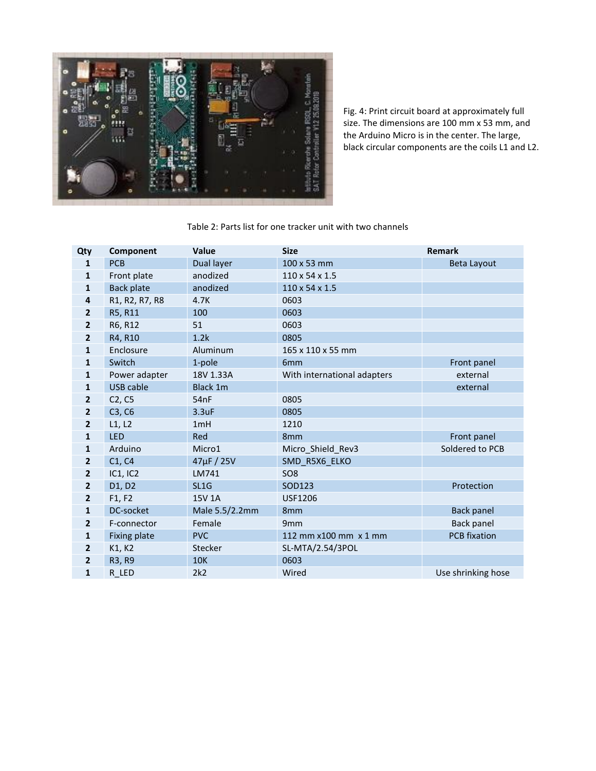Fig. 4: Print circuit board at approximately full size. The dimensions are 100 mm x 53 mm, and the Arduino Micro is in the center. The large, black circular components are the coils L1 and L2.

Table 2: Parts list for one tracker unit with two channels

| Qty | Component | Value | Size | Remark |
|---|---|---|---|---|
| 1 | PCB | Dual layer | 100 x 53 mm | Beta Layout |
| 1 | Front plate | anodized | 110 x 54 x 1.5 | |
| 1 | Back plate | anodized | 110 x 54 x 1.5 | |
| 4 | R1, R2, R7, R8 | 4.7K | 0603 | |
| 2 | R5, R11 | 100 | 0603 | |
| 2 | R6, R12 | 51 | 0603 | |
| 2 | R4, R10 | 1.2k | 0805 | |
| 1 | Enclosure | Aluminum | 165 x 110 x 55 mm | |
| 1 | Switch | 1-pole | 6mm | Front panel |
| 1 | Power adapter | 18V 1.33A | With international adapters | external |
| 1 | USB cable | Black 1m | | external |
| 2 | C2, C5 | 54nF | 0805 | |
| 2 | C3, C6 | 3.3uF | 0805 | |
| 2 | L1, L2 | 1mH | 1210 | |
| 1 | LED | Red | 8mm | Front panel |
| 1 | Arduino | Micro1 | Micro_Shield_Rev3 | Soldered to PCB |
| 2 | C1, C4 | 47µF / 25V | SMD_R5X6_ELKO | |
| 2 | IC1, IC2 | LM741 | SO8 | |
| 2 | D1, D2 | SL1G | SOD123 | Protection |
| 2 | F1, F2 | 15V 1A | USF1206 | |
| 1 | DC-socket | Male 5.5/2.2mm | 8mm | Back panel |
| 2 | F-connector | Female | 9mm | Back panel |
| 1 | Fixing plate | PVC | 112 mm x100 mm x 1 mm | PCB fixation |
| 2 | K1, K2 | Stecker | SL-MTA/2.54/3POL | |
| 2 | R3, R9 | 10K | 0603 | |
| 1 | R_LED | 2k2 | Wired | Use shrinking hose |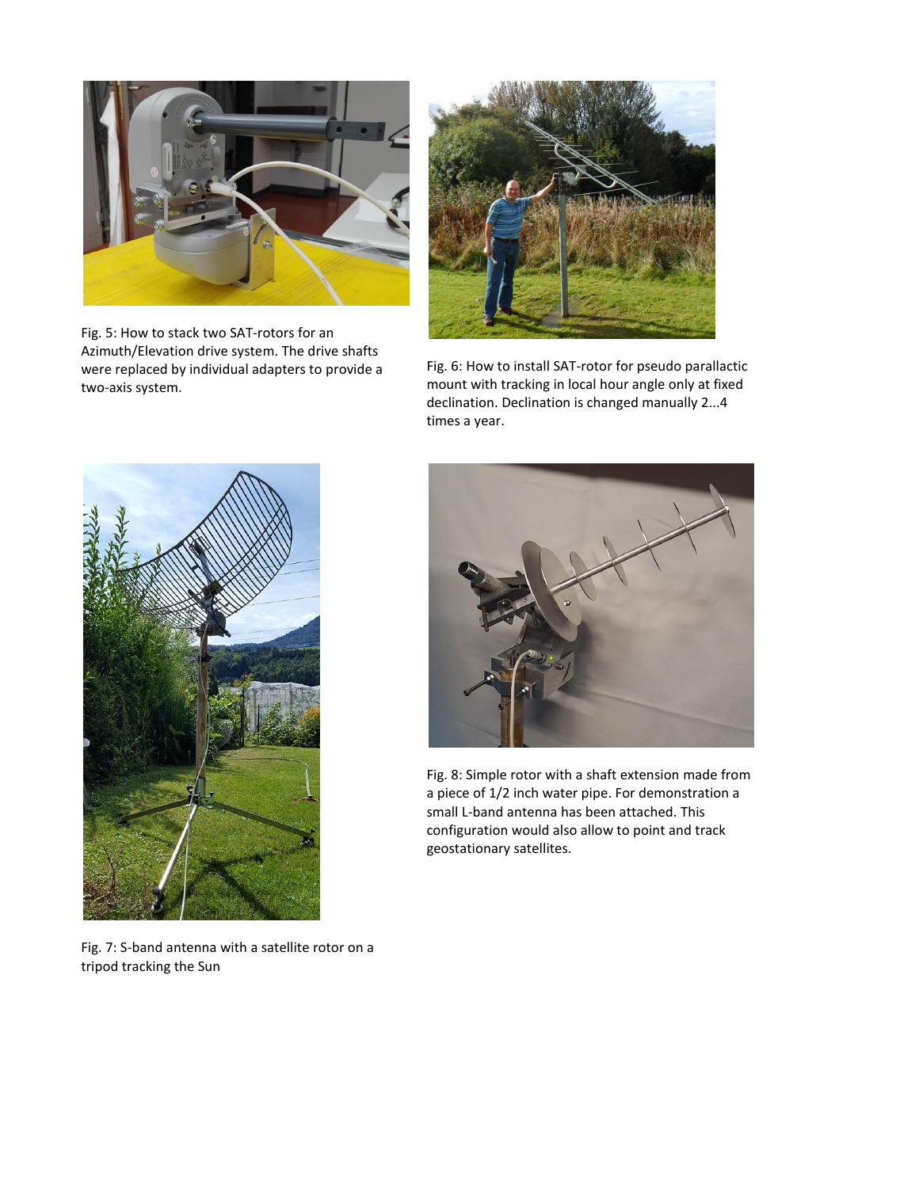Fig. 5: How to stack two SAT-rotors for an Azimuth/Elevation drive system. The drive shafts were replaced by individual adapters to provide a two-axis system.

Fig. 6: How to install SAT-rotor for pseudo parallactic mount with tracking in local hour angle only at fixed declination. Declination is changed manually 2...4 times a year.

Fig. 7: S-band antenna with a satellite rotor on a tripod tracking the Sun

Fig. 8: Simple rotor with a shaft extension made from a piece of 1/2 inch water pipe. For demonstration a small L-band antenna has been attached. This configuration would also allow to point and track geostationary satellites.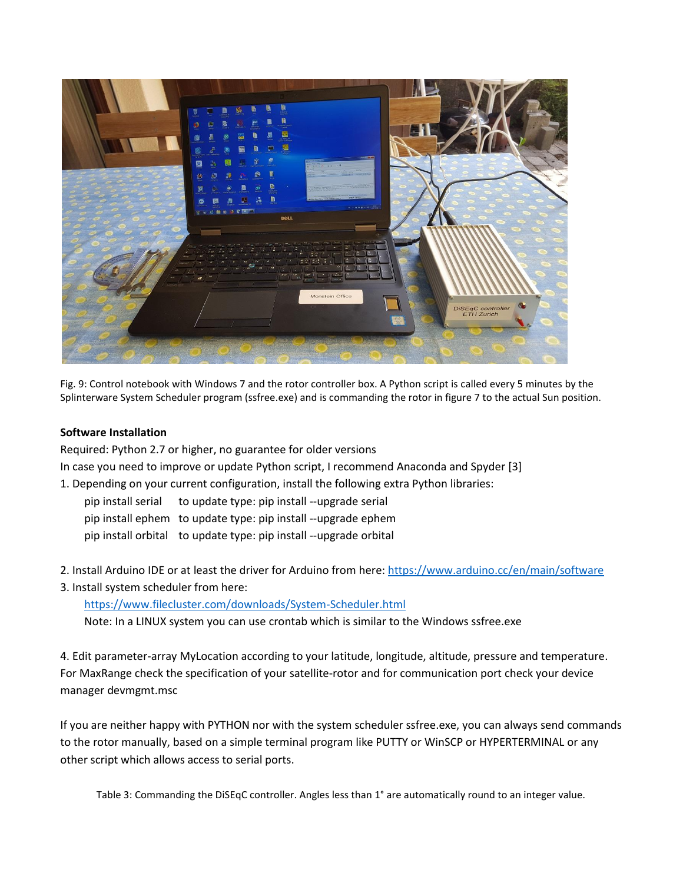Fig. 9: Control notebook with Windows 7 and the rotor controller box. A Python script is called every 5 minutes by the Splinterware System Scheduler program (ssfree.exe) and is commanding the rotor in figure 7 to the actual Sun position.

**Software Installation**

Required: Python 2.7 or higher, no guarantee for older versions

In case you need to improve or update Python script, I recommend Anaconda and Spyder [3]

1. Depending on your current configuration, install the following extra Python libraries:

   pip install serial    to update type: pip install --upgrade serial
   
   pip install ephem    to update type: pip install --upgrade ephem
   
   pip install orbital    to update type: pip install --upgrade orbital

2. Install Arduino IDE or at least the driver for Arduino from here: https://www.arduino.cc/en/main/software
3. Install system scheduler from here:
   
   https://www.filecluster.com/downloads/System-Scheduler.html
   
   Note: In a LINUX system you can use crontab which is similar to the Windows ssfree.exe

4. Edit parameter-array MyLocation according to your latitude, longitude, altitude, pressure and temperature. For MaxRange check the specification of your satellite-rotor and for communication port check your device manager devmgmt.msc

If you are neither happy with PYTHON nor with the system scheduler ssfree.exe, you can always send commands to the rotor manually, based on a simple terminal program like PUTTY or WinSCP or HYPERTERMINAL or any other script which allows access to serial ports.

Table 3: Commanding the DiSEqC controller. Angles less than 1° are automatically round to an integer value.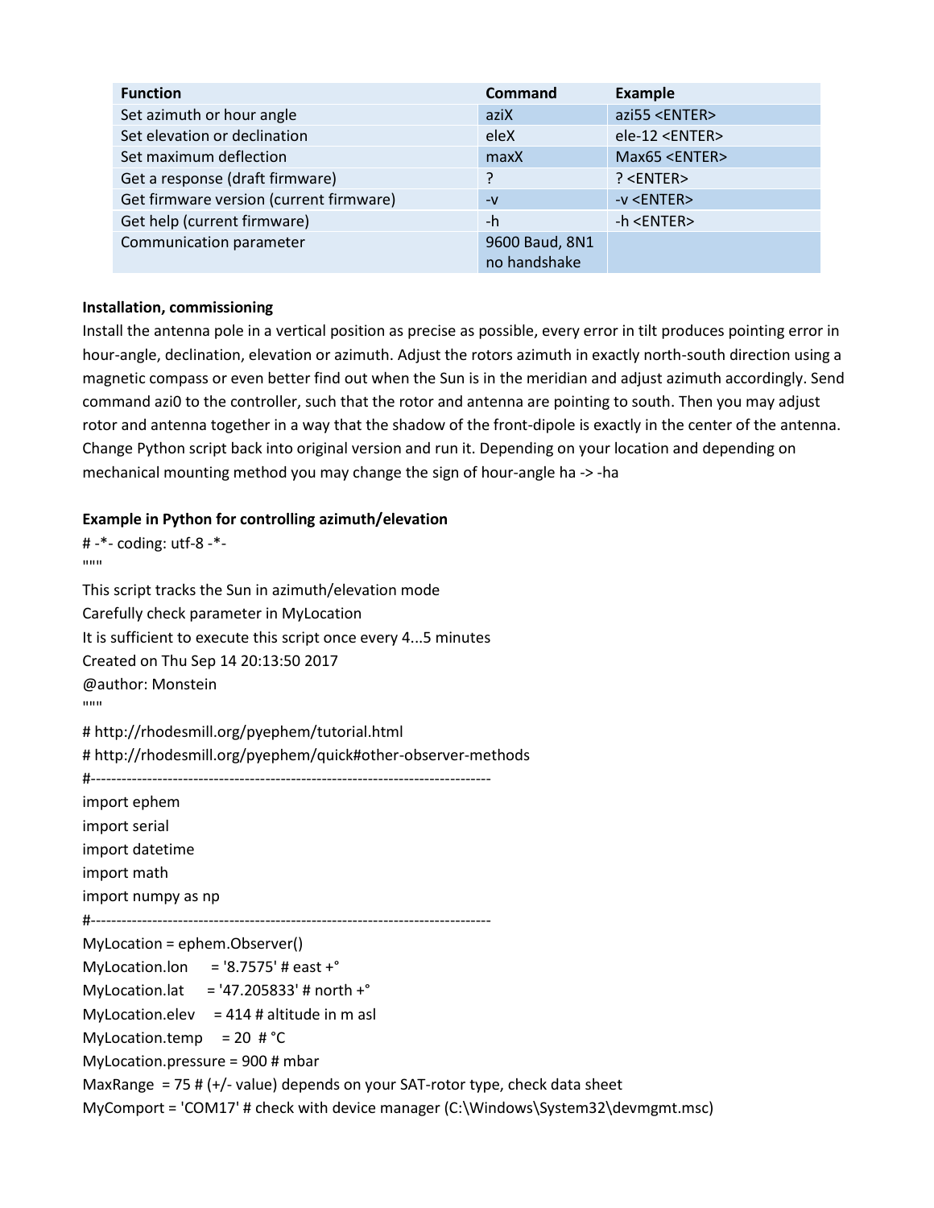| Function | Command | Example |
| --- | --- | --- |
| Set azimuth or hour angle | aziX | azi55 <ENTER> |
| Set elevation or declination | eleX | ele-12 <ENTER> |
| Set maximum deflection | maxX | Max65 <ENTER> |
| Get a response (draft firmware) | ? | ? <ENTER> |
| Get firmware version (current firmware) | -v | -v <ENTER> |
| Get help (current firmware) | -h | -h <ENTER> |
| Communication parameter | 9600 Baud, 8N1 no handshake | |

**Installation, commissioning**

Install the antenna pole in a vertical position as precise as possible, every error in tilt produces pointing error in hour-angle, declination, elevation or azimuth. Adjust the rotors azimuth in exactly north-south direction using a magnetic compass or even better find out when the Sun is in the meridian and adjust azimuth accordingly. Send command azi0 to the controller, such that the rotor and antenna are pointing to south. Then you may adjust rotor and antenna together in a way that the shadow of the front-dipole is exactly in the center of the antenna. Change Python script back into original version and run it. Depending on your location and depending on mechanical mounting method you may change the sign of hour-angle ha -> -ha

**Example in Python for controlling azimuth/elevation**

```
# -*- coding: utf-8 -*-
"""
This script tracks the Sun in azimuth/elevation mode
Carefully check parameter in MyLocation
It is sufficient to execute this script once every 4...5 minutes
Created on Thu Sep 14 20:13:50 2017
@author: Monstein
"""
# http://rhodesmill.org/pyephem/tutorial.html
# http://rhodesmill.org/pyephem/quick#other-observer-methods
#-----------------------------------------------------------------------------
import ephem
import serial
import datetime
import math
import numpy as np
#-----------------------------------------------------------------------------
MyLocation = ephem.Observer()
MyLocation.lon      = '8.7575' # east +°
MyLocation.lat      = '47.205833' # north +°
MyLocation.elev     = 414 # altitude in m asl
MyLocation.temp     = 20  # °C
MyLocation.pressure = 900 # mbar
MaxRange  = 75 # (+/- value) depends on your SAT-rotor type, check data sheet
MyComport = 'COM17' # check with device manager (C:\Windows\System32\devmgmt.msc)
```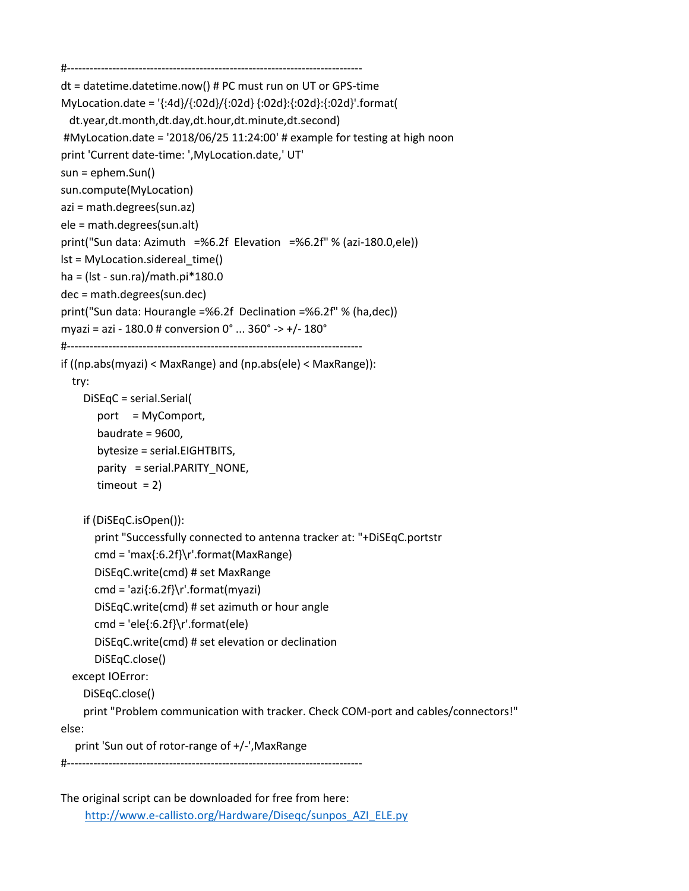```
#-----------------------------------------------------------------------------
dt = datetime.datetime.now() # PC must run on UT or GPS-time
MyLocation.date = '{:4d}/{:02d}/{:02d} {:02d}:{:02d}:{:02d}'.format(
  dt.year,dt.month,dt.day,dt.hour,dt.minute,dt.second)
 #MyLocation.date = '2018/06/25 11:24:00' # example for testing at high noon
print 'Current date-time: ',MyLocation.date,' UT'
sun = ephem.Sun()
sun.compute(MyLocation)
azi = math.degrees(sun.az)
ele = math.degrees(sun.alt)
print("Sun data: Azimuth   =%6.2f  Elevation   =%6.2f" % (azi-180.0,ele))
lst = MyLocation.sidereal_time()
ha = (lst - sun.ra)/math.pi*180.0
dec = math.degrees(sun.dec)
print("Sun data: Hourangle =%6.2f  Declination =%6.2f" % (ha,dec))
myazi = azi - 180.0 # conversion 0° ... 360° -> +/- 180°
#-----------------------------------------------------------------------------
if ((np.abs(myazi) < MaxRange) and (np.abs(ele) < MaxRange)):
   try:
      DiSEqC = serial.Serial(
          port     = MyComport,
          baudrate = 9600,
          bytesize = serial.EIGHTBITS,
          parity   = serial.PARITY_NONE,
          timeout  = 2)

      if (DiSEqC.isOpen()):
         print "Successfully connected to antenna tracker at: "+DiSEqC.portstr
         cmd = 'max{:6.2f}\r'.format(MaxRange)
         DiSEqC.write(cmd) # set MaxRange
         cmd = 'azi{:6.2f}\r'.format(myazi)
         DiSEqC.write(cmd) # set azimuth or hour angle
         cmd = 'ele{:6.2f}\r'.format(ele)
         DiSEqC.write(cmd) # set elevation or declination
         DiSEqC.close()
   except IOError:
      DiSEqC.close()
      print "Problem communication with tracker. Check COM-port and cables/connectors!"
else:
    print 'Sun out of rotor-range of +/-',MaxRange
#-----------------------------------------------------------------------------
```

The original script can be downloaded for free from here:

http://www.e-callisto.org/Hardware/Diseqc/sunpos_AZI_ELE.py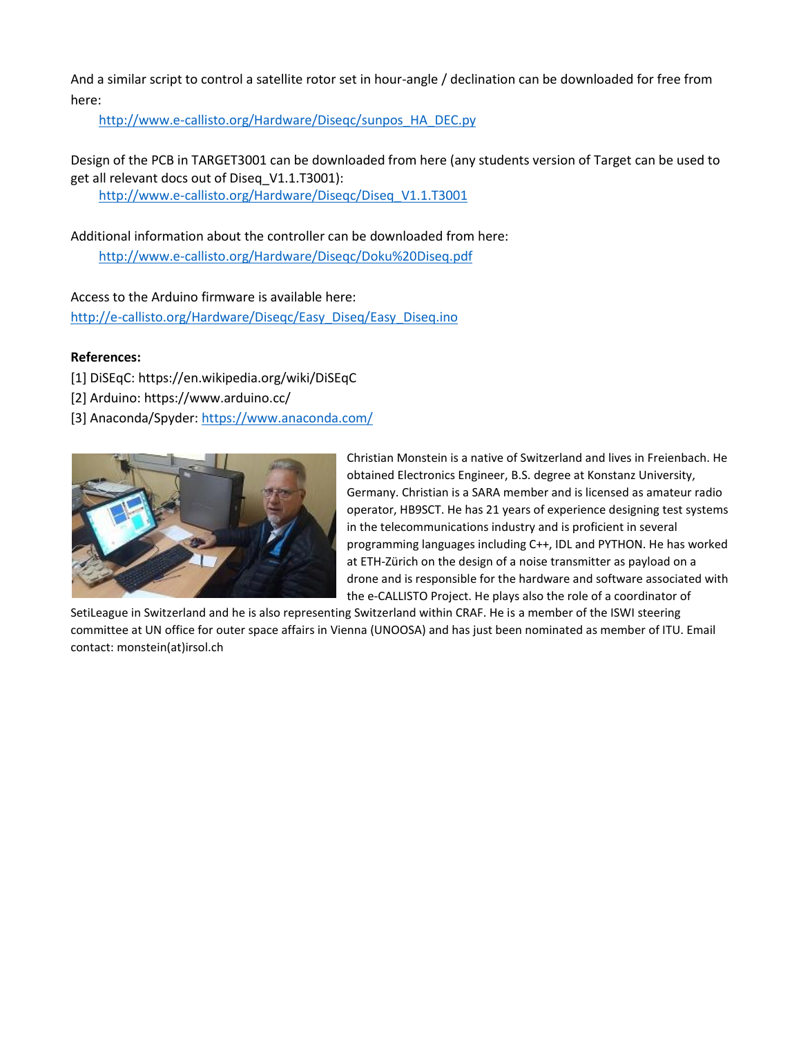And a similar script to control a satellite rotor set in hour-angle / declination can be downloaded for free from here:

http://www.e-callisto.org/Hardware/Diseqc/sunpos_HA_DEC.py

Design of the PCB in TARGET3001 can be downloaded from here (any students version of Target can be used to get all relevant docs out of Diseq_V1.1.T3001):

http://www.e-callisto.org/Hardware/Diseqc/Diseq_V1.1.T3001

Additional information about the controller can be downloaded from here:

http://www.e-callisto.org/Hardware/Diseqc/Doku%20Diseq.pdf

Access to the Arduino firmware is available here:
http://e-callisto.org/Hardware/Diseqc/Easy_Diseq/Easy_Diseq.ino

**References:**

[1] DiSEqC: https://en.wikipedia.org/wiki/DiSEqC
[2] Arduino: https://www.arduino.cc/
[3] Anaconda/Spyder: https://www.anaconda.com/

Christian Monstein is a native of Switzerland and lives in Freienbach. He obtained Electronics Engineer, B.S. degree at Konstanz University, Germany. Christian is a SARA member and is licensed as amateur radio operator, HB9SCT. He has 21 years of experience designing test systems in the telecommunications industry and is proficient in several programming languages including C++, IDL and PYTHON. He has worked at ETH-Zürich on the design of a noise transmitter as payload on a drone and is responsible for the hardware and software associated with the e-CALLISTO Project. He plays also the role of a coordinator of SetiLeague in Switzerland and he is also representing Switzerland within CRAF. He is a member of the ISWI steering committee at UN office for outer space affairs in Vienna (UNOOSA) and has just been nominated as member of ITU. Email contact: monstein(at)irsol.ch